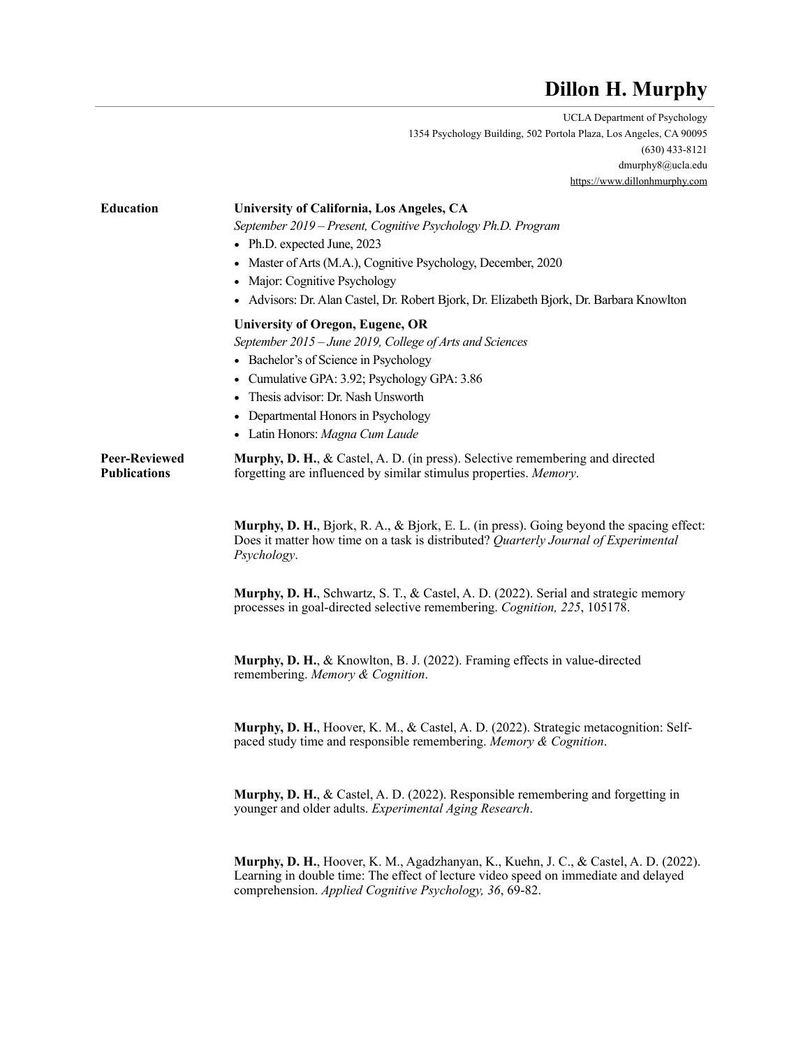# Dillon H. Murphy

UCLA Department of Psychology
1354 Psychology Building, 502 Portola Plaza, Los Angeles, CA 90095
(630) 433-8121
dmurphy8@ucla.edu
https://www.dillonhmurphy.com

## Education

**University of California, Los Angeles, CA**
*September 2019 – Present, Cognitive Psychology Ph.D. Program*

- Ph.D. expected June, 2023
- Master of Arts (M.A.), Cognitive Psychology, December, 2020
- Major: Cognitive Psychology
- Advisors: Dr. Alan Castel, Dr. Robert Bjork, Dr. Elizabeth Bjork, Dr. Barbara Knowlton

**University of Oregon, Eugene, OR**
*September 2015 – June 2019, College of Arts and Sciences*

- Bachelor's of Science in Psychology
- Cumulative GPA: 3.92; Psychology GPA: 3.86
- Thesis advisor: Dr. Nash Unsworth
- Departmental Honors in Psychology
- Latin Honors: *Magna Cum Laude*

## Peer-Reviewed Publications

**Murphy, D. H.**, & Castel, A. D. (in press). Selective remembering and directed forgetting are influenced by similar stimulus properties. *Memory*.

**Murphy, D. H.**, Bjork, R. A., & Bjork, E. L. (in press). Going beyond the spacing effect: Does it matter how time on a task is distributed? *Quarterly Journal of Experimental Psychology*.

**Murphy, D. H.**, Schwartz, S. T., & Castel, A. D. (2022). Serial and strategic memory processes in goal-directed selective remembering. *Cognition, 225*, 105178.

**Murphy, D. H.**, & Knowlton, B. J. (2022). Framing effects in value-directed remembering. *Memory & Cognition*.

**Murphy, D. H.**, Hoover, K. M., & Castel, A. D. (2022). Strategic metacognition: Self-paced study time and responsible remembering. *Memory & Cognition*.

**Murphy, D. H.**, & Castel, A. D. (2022). Responsible remembering and forgetting in younger and older adults. *Experimental Aging Research*.

**Murphy, D. H.**, Hoover, K. M., Agadzhanyan, K., Kuehn, J. C., & Castel, A. D. (2022). Learning in double time: The effect of lecture video speed on immediate and delayed comprehension. *Applied Cognitive Psychology, 36*, 69-82.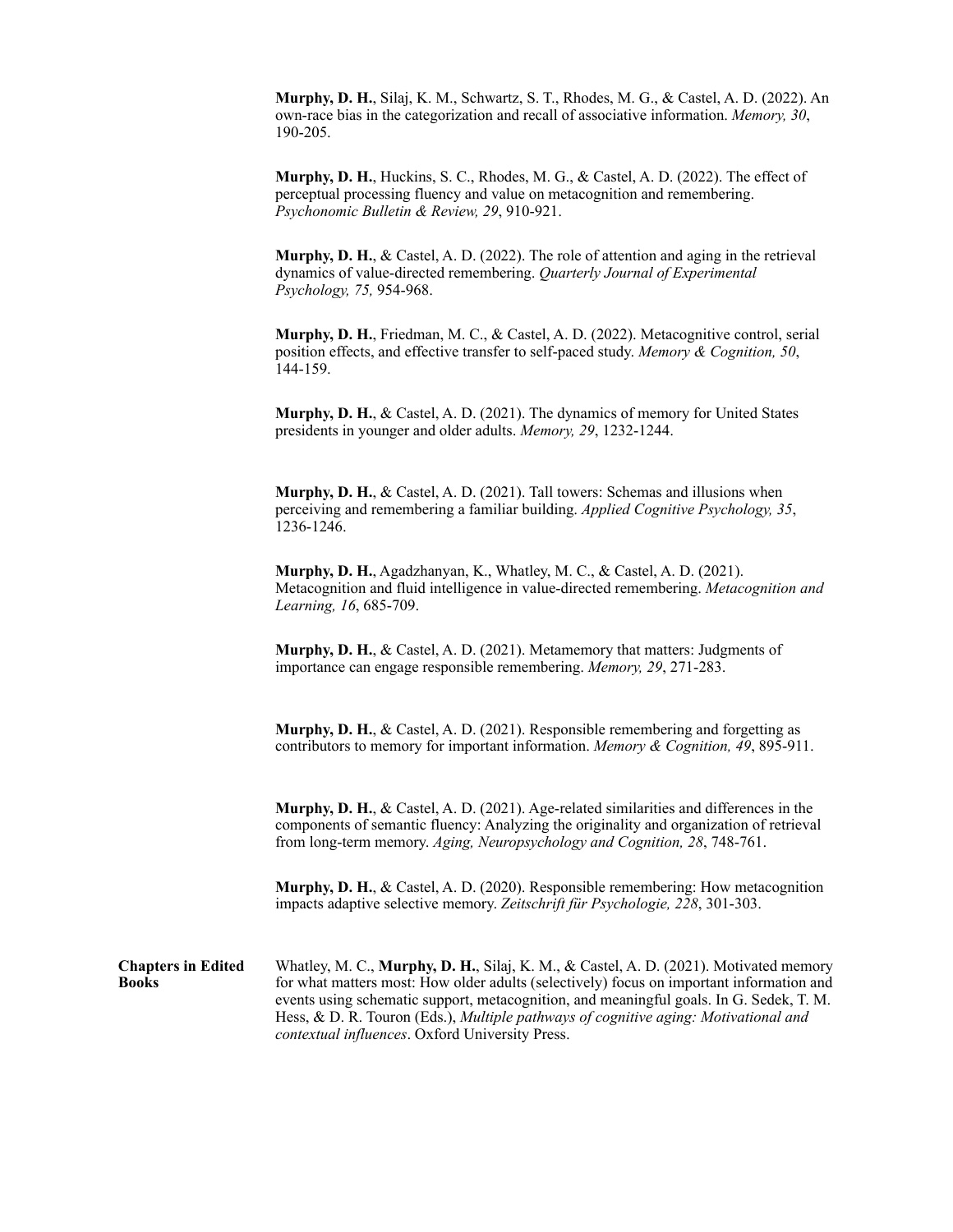**Murphy, D. H.**, Silaj, K. M., Schwartz, S. T., Rhodes, M. G., & Castel, A. D. (2022). An own-race bias in the categorization and recall of associative information. *Memory, 30*, 190-205.

**Murphy, D. H.**, Huckins, S. C., Rhodes, M. G., & Castel, A. D. (2022). The effect of perceptual processing fluency and value on metacognition and remembering. *Psychonomic Bulletin & Review, 29*, 910-921.

**Murphy, D. H.**, & Castel, A. D. (2022). The role of attention and aging in the retrieval dynamics of value-directed remembering. *Quarterly Journal of Experimental Psychology, 75,* 954-968.

**Murphy, D. H.**, Friedman, M. C., & Castel, A. D. (2022). Metacognitive control, serial position effects, and effective transfer to self-paced study. *Memory & Cognition, 50*, 144-159.

**Murphy, D. H.**, & Castel, A. D. (2021). The dynamics of memory for United States presidents in younger and older adults. *Memory, 29*, 1232-1244.

**Murphy, D. H.**, & Castel, A. D. (2021). Tall towers: Schemas and illusions when perceiving and remembering a familiar building. *Applied Cognitive Psychology, 35*, 1236-1246.

**Murphy, D. H.**, Agadzhanyan, K., Whatley, M. C., & Castel, A. D. (2021). Metacognition and fluid intelligence in value-directed remembering. *Metacognition and Learning, 16*, 685-709.

**Murphy, D. H.**, & Castel, A. D. (2021). Metamemory that matters: Judgments of importance can engage responsible remembering. *Memory, 29*, 271-283.

**Murphy, D. H.**, & Castel, A. D. (2021). Responsible remembering and forgetting as contributors to memory for important information. *Memory & Cognition, 49*, 895-911.

**Murphy, D. H.**, & Castel, A. D. (2021). Age-related similarities and differences in the components of semantic fluency: Analyzing the originality and organization of retrieval from long-term memory. *Aging, Neuropsychology and Cognition, 28*, 748-761.

**Murphy, D. H.**, & Castel, A. D. (2020). Responsible remembering: How metacognition impacts adaptive selective memory. *Zeitschrift für Psychologie, 228*, 301-303.

**Chapters in Edited Books**

Whatley, M. C., **Murphy, D. H.**, Silaj, K. M., & Castel, A. D. (2021). Motivated memory for what matters most: How older adults (selectively) focus on important information and events using schematic support, metacognition, and meaningful goals. In G. Sedek, T. M. Hess, & D. R. Touron (Eds.), *Multiple pathways of cognitive aging: Motivational and contextual influences*. Oxford University Press.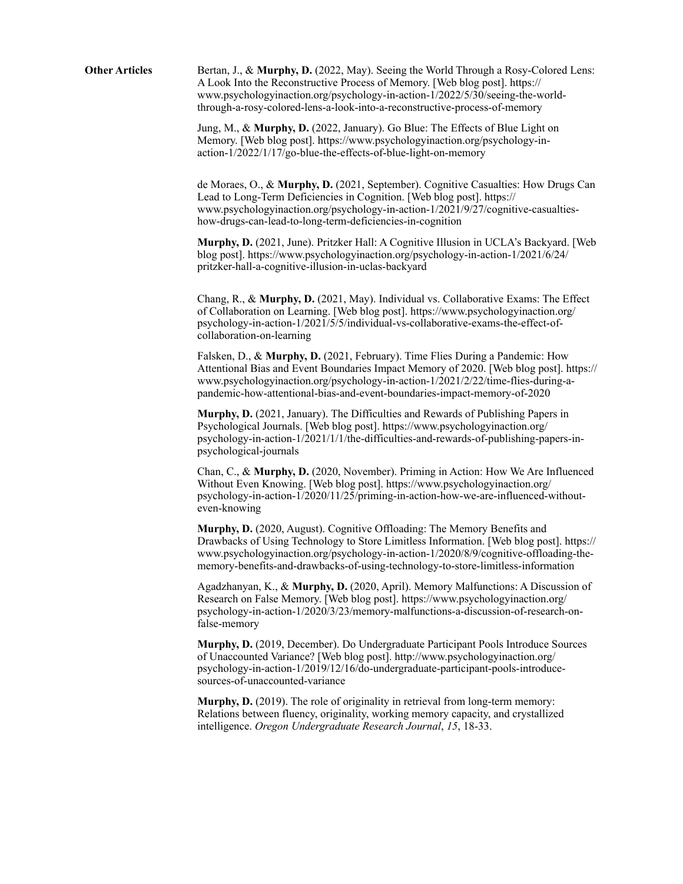**Other Articles**

Bertan, J., & **Murphy, D.** (2022, May). Seeing the World Through a Rosy-Colored Lens: A Look Into the Reconstructive Process of Memory. [Web blog post]. https://www.psychologyinaction.org/psychology-in-action-1/2022/5/30/seeing-the-world-through-a-rosy-colored-lens-a-look-into-a-reconstructive-process-of-memory

Jung, M., & **Murphy, D.** (2022, January). Go Blue: The Effects of Blue Light on Memory. [Web blog post]. https://www.psychologyinaction.org/psychology-in-action-1/2022/1/17/go-blue-the-effects-of-blue-light-on-memory

de Moraes, O., & **Murphy, D.** (2021, September). Cognitive Casualties: How Drugs Can Lead to Long-Term Deficiencies in Cognition. [Web blog post]. https://www.psychologyinaction.org/psychology-in-action-1/2021/9/27/cognitive-casualties-how-drugs-can-lead-to-long-term-deficiencies-in-cognition

**Murphy, D.** (2021, June). Pritzker Hall: A Cognitive Illusion in UCLA's Backyard. [Web blog post]. https://www.psychologyinaction.org/psychology-in-action-1/2021/6/24/pritzker-hall-a-cognitive-illusion-in-uclas-backyard

Chang, R., & **Murphy, D.** (2021, May). Individual vs. Collaborative Exams: The Effect of Collaboration on Learning. [Web blog post]. https://www.psychologyinaction.org/psychology-in-action-1/2021/5/5/individual-vs-collaborative-exams-the-effect-of-collaboration-on-learning

Falsken, D., & **Murphy, D.** (2021, February). Time Flies During a Pandemic: How Attentional Bias and Event Boundaries Impact Memory of 2020. [Web blog post]. https://www.psychologyinaction.org/psychology-in-action-1/2021/2/22/time-flies-during-a-pandemic-how-attentional-bias-and-event-boundaries-impact-memory-of-2020

**Murphy, D.** (2021, January). The Difficulties and Rewards of Publishing Papers in Psychological Journals. [Web blog post]. https://www.psychologyinaction.org/psychology-in-action-1/2021/1/1/the-difficulties-and-rewards-of-publishing-papers-in-psychological-journals

Chan, C., & **Murphy, D.** (2020, November). Priming in Action: How We Are Influenced Without Even Knowing. [Web blog post]. https://www.psychologyinaction.org/psychology-in-action-1/2020/11/25/priming-in-action-how-we-are-influenced-without-even-knowing

**Murphy, D.** (2020, August). Cognitive Offloading: The Memory Benefits and Drawbacks of Using Technology to Store Limitless Information. [Web blog post]. https://www.psychologyinaction.org/psychology-in-action-1/2020/8/9/cognitive-offloading-the-memory-benefits-and-drawbacks-of-using-technology-to-store-limitless-information

Agadzhanyan, K., & **Murphy, D.** (2020, April). Memory Malfunctions: A Discussion of Research on False Memory. [Web blog post]. https://www.psychologyinaction.org/psychology-in-action-1/2020/3/23/memory-malfunctions-a-discussion-of-research-on-false-memory

**Murphy, D.** (2019, December). Do Undergraduate Participant Pools Introduce Sources of Unaccounted Variance? [Web blog post]. http://www.psychologyinaction.org/psychology-in-action-1/2019/12/16/do-undergraduate-participant-pools-introduce-sources-of-unaccounted-variance

**Murphy, D.** (2019). The role of originality in retrieval from long-term memory: Relations between fluency, originality, working memory capacity, and crystallized intelligence. *Oregon Undergraduate Research Journal*, *15*, 18-33.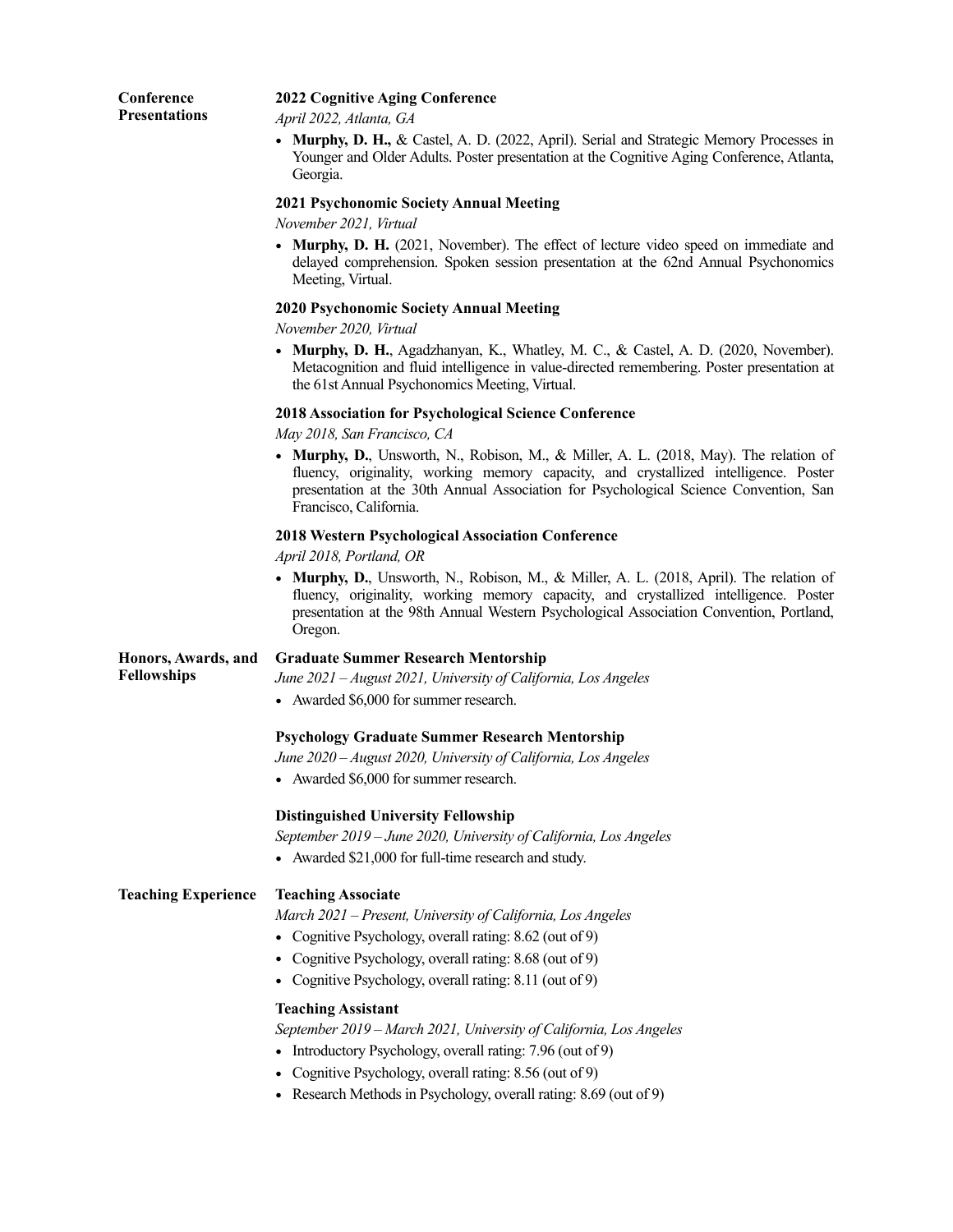## Conference Presentations

### 2022 Cognitive Aging Conference

*April 2022, Atlanta, GA*

- **Murphy, D. H.,** & Castel, A. D. (2022, April). Serial and Strategic Memory Processes in Younger and Older Adults. Poster presentation at the Cognitive Aging Conference, Atlanta, Georgia.

### 2021 Psychonomic Society Annual Meeting

*November 2021, Virtual*

- **Murphy, D. H.** (2021, November). The effect of lecture video speed on immediate and delayed comprehension. Spoken session presentation at the 62nd Annual Psychonomics Meeting, Virtual.

### 2020 Psychonomic Society Annual Meeting

*November 2020, Virtual*

- **Murphy, D. H.**, Agadzhanyan, K., Whatley, M. C., & Castel, A. D. (2020, November). Metacognition and fluid intelligence in value-directed remembering. Poster presentation at the 61st Annual Psychonomics Meeting, Virtual.

### 2018 Association for Psychological Science Conference

*May 2018, San Francisco, CA*

- **Murphy, D.**, Unsworth, N., Robison, M., & Miller, A. L. (2018, May). The relation of fluency, originality, working memory capacity, and crystallized intelligence. Poster presentation at the 30th Annual Association for Psychological Science Convention, San Francisco, California.

### 2018 Western Psychological Association Conference

*April 2018, Portland, OR*

- **Murphy, D.**, Unsworth, N., Robison, M., & Miller, A. L. (2018, April). The relation of fluency, originality, working memory capacity, and crystallized intelligence. Poster presentation at the 98th Annual Western Psychological Association Convention, Portland, Oregon.

## Honors, Awards, and Fellowships

### Graduate Summer Research Mentorship

*June 2021 – August 2021, University of California, Los Angeles*

- Awarded $6,000 for summer research.

### Psychology Graduate Summer Research Mentorship

*June 2020 – August 2020, University of California, Los Angeles*

- Awarded $6,000 for summer research.

### Distinguished University Fellowship

*September 2019 – June 2020, University of California, Los Angeles*

- Awarded $21,000 for full-time research and study.

## Teaching Experience

### Teaching Associate

*March 2021 – Present, University of California, Los Angeles*

- Cognitive Psychology, overall rating: 8.62 (out of 9)
- Cognitive Psychology, overall rating: 8.68 (out of 9)
- Cognitive Psychology, overall rating: 8.11 (out of 9)

### Teaching Assistant

*September 2019 – March 2021, University of California, Los Angeles*

- Introductory Psychology, overall rating: 7.96 (out of 9)
- Cognitive Psychology, overall rating: 8.56 (out of 9)
- Research Methods in Psychology, overall rating: 8.69 (out of 9)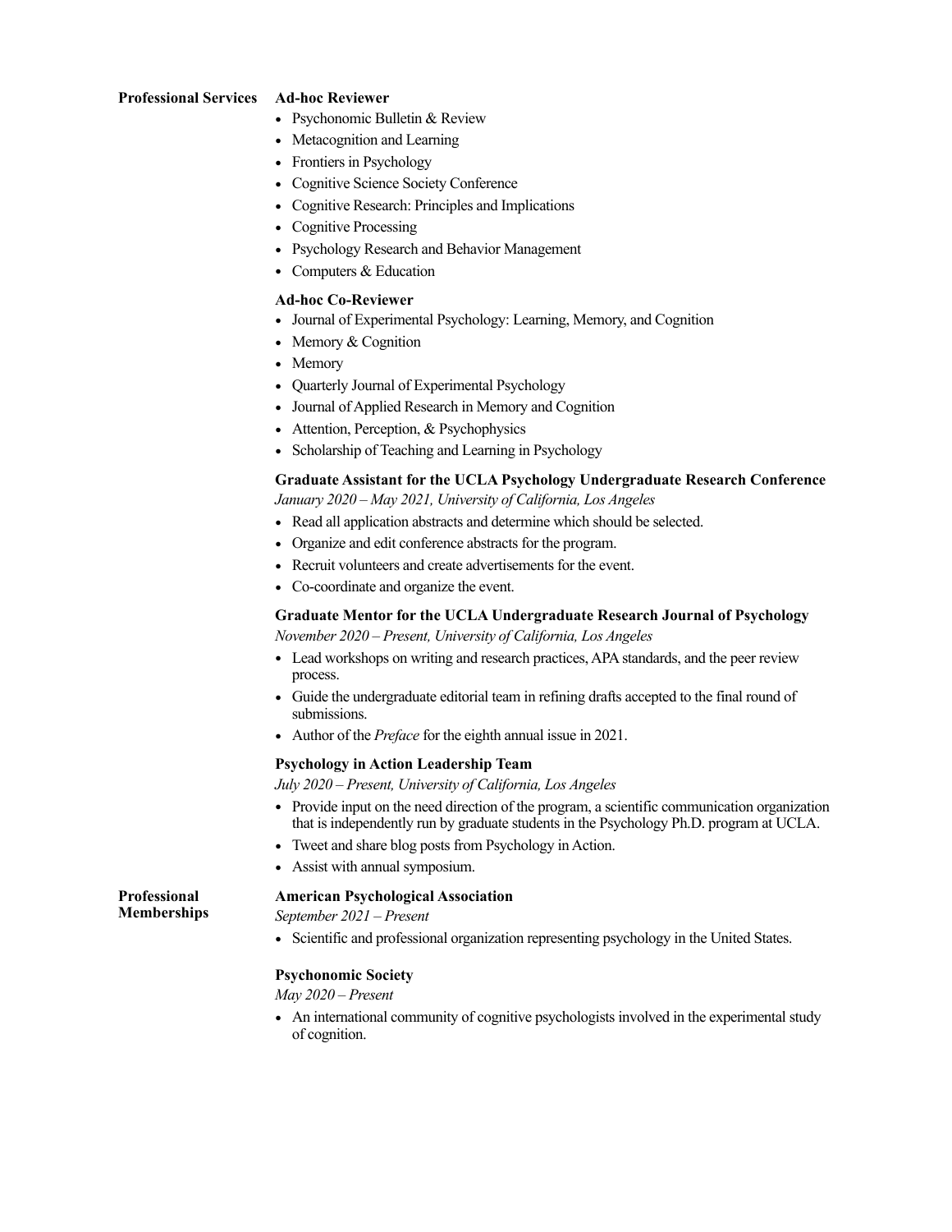## Professional Services

### Ad-hoc Reviewer

- Psychonomic Bulletin & Review
- Metacognition and Learning
- Frontiers in Psychology
- Cognitive Science Society Conference
- Cognitive Research: Principles and Implications
- Cognitive Processing
- Psychology Research and Behavior Management
- Computers & Education

### Ad-hoc Co-Reviewer

- Journal of Experimental Psychology: Learning, Memory, and Cognition
- Memory & Cognition
- Memory
- Quarterly Journal of Experimental Psychology
- Journal of Applied Research in Memory and Cognition
- Attention, Perception, & Psychophysics
- Scholarship of Teaching and Learning in Psychology

### Graduate Assistant for the UCLA Psychology Undergraduate Research Conference

*January 2020 – May 2021, University of California, Los Angeles*

- Read all application abstracts and determine which should be selected.
- Organize and edit conference abstracts for the program.
- Recruit volunteers and create advertisements for the event.
- Co-coordinate and organize the event.

### Graduate Mentor for the UCLA Undergraduate Research Journal of Psychology

*November 2020 – Present, University of California, Los Angeles*

- Lead workshops on writing and research practices, APA standards, and the peer review process.
- Guide the undergraduate editorial team in refining drafts accepted to the final round of submissions.
- Author of the *Preface* for the eighth annual issue in 2021.

### Psychology in Action Leadership Team

*July 2020 – Present, University of California, Los Angeles*

- Provide input on the need direction of the program, a scientific communication organization that is independently run by graduate students in the Psychology Ph.D. program at UCLA.
- Tweet and share blog posts from Psychology in Action.
- Assist with annual symposium.

## Professional Memberships

### American Psychological Association

*September 2021 – Present*

- Scientific and professional organization representing psychology in the United States.

### Psychonomic Society

*May 2020 – Present*

- An international community of cognitive psychologists involved in the experimental study of cognition.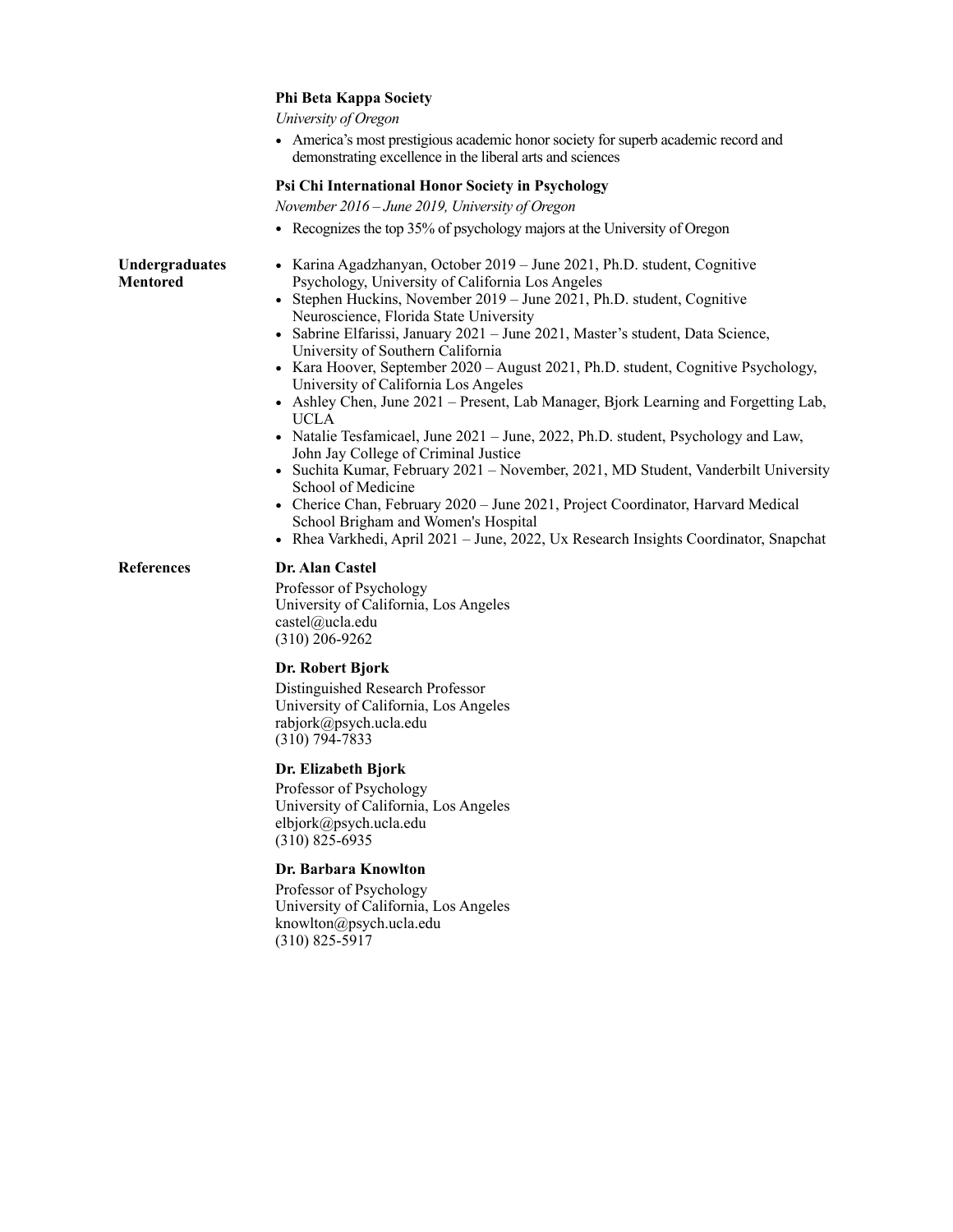**Phi Beta Kappa Society**

*University of Oregon*

- America's most prestigious academic honor society for superb academic record and demonstrating excellence in the liberal arts and sciences

**Psi Chi International Honor Society in Psychology**

*November 2016 – June 2019, University of Oregon*

- Recognizes the top 35% of psychology majors at the University of Oregon

## Undergraduates Mentored

- Karina Agadzhanyan, October 2019 – June 2021, Ph.D. student, Cognitive Psychology, University of California Los Angeles
- Stephen Huckins, November 2019 – June 2021, Ph.D. student, Cognitive Neuroscience, Florida State University
- Sabrine Elfarissi, January 2021 – June 2021, Master's student, Data Science, University of Southern California
- Kara Hoover, September 2020 – August 2021, Ph.D. student, Cognitive Psychology, University of California Los Angeles
- Ashley Chen, June 2021 – Present, Lab Manager, Bjork Learning and Forgetting Lab, UCLA
- Natalie Tesfamicael, June 2021 – June, 2022, Ph.D. student, Psychology and Law, John Jay College of Criminal Justice
- Suchita Kumar, February 2021 – November, 2021, MD Student, Vanderbilt University School of Medicine
- Cherice Chan, February 2020 – June 2021, Project Coordinator, Harvard Medical School Brigham and Women's Hospital
- Rhea Varkhedi, April 2021 – June, 2022, Ux Research Insights Coordinator, Snapchat

## References

**Dr. Alan Castel**
Professor of Psychology
University of California, Los Angeles
castel@ucla.edu
(310) 206-9262

**Dr. Robert Bjork**
Distinguished Research Professor
University of California, Los Angeles
rabjork@psych.ucla.edu
(310) 794-7833

**Dr. Elizabeth Bjork**
Professor of Psychology
University of California, Los Angeles
elbjork@psych.ucla.edu
(310) 825-6935

**Dr. Barbara Knowlton**
Professor of Psychology
University of California, Los Angeles
knowlton@psych.ucla.edu
(310) 825-5917